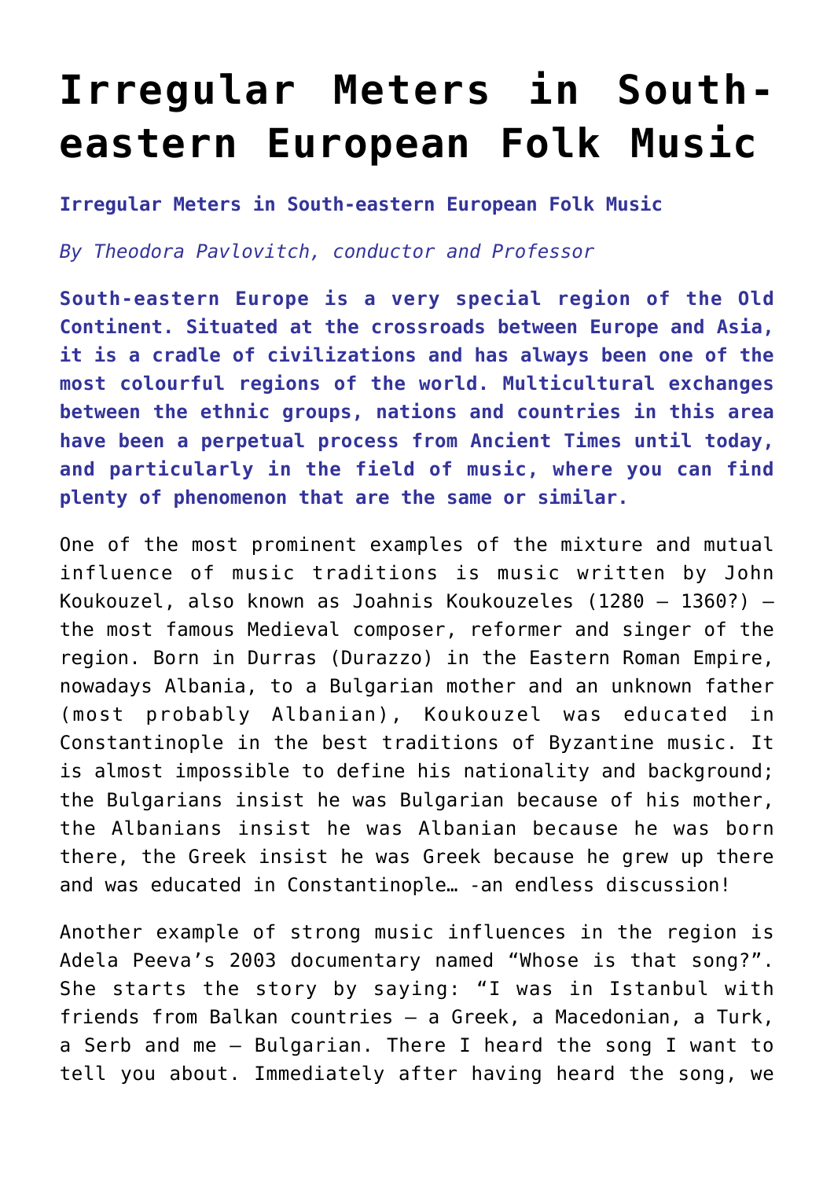# Irregular Meters in South-eastern European Folk Music

**Irregular Meters in South-eastern European Folk Music**

*By Theodora Pavlovitch, conductor and Professor*

**South-eastern Europe is a very special region of the Old Continent. Situated at the crossroads between Europe and Asia, it is a cradle of civilizations and has always been one of the most colourful regions of the world. Multicultural exchanges between the ethnic groups, nations and countries in this area have been a perpetual process from Ancient Times until today, and particularly in the field of music, where you can find plenty of phenomenon that are the same or similar.**

One of the most prominent examples of the mixture and mutual influence of music traditions is music written by John Koukouzel, also known as Joahnis Koukouzeles (1280 – 1360?) – the most famous Medieval composer, reformer and singer of the region. Born in Durras (Durazzo) in the Eastern Roman Empire, nowadays Albania, to a Bulgarian mother and an unknown father (most probably Albanian), Koukouzel was educated in Constantinople in the best traditions of Byzantine music. It is almost impossible to define his nationality and background; the Bulgarians insist he was Bulgarian because of his mother, the Albanians insist he was Albanian because he was born there, the Greek insist he was Greek because he grew up there and was educated in Constantinople… -an endless discussion!

Another example of strong music influences in the region is Adela Peeva's 2003 documentary named "Whose is that song?". She starts the story by saying: "I was in Istanbul with friends from Balkan countries – a Greek, a Macedonian, a Turk, a Serb and me – Bulgarian. There I heard the song I want to tell you about. Immediately after having heard the song, we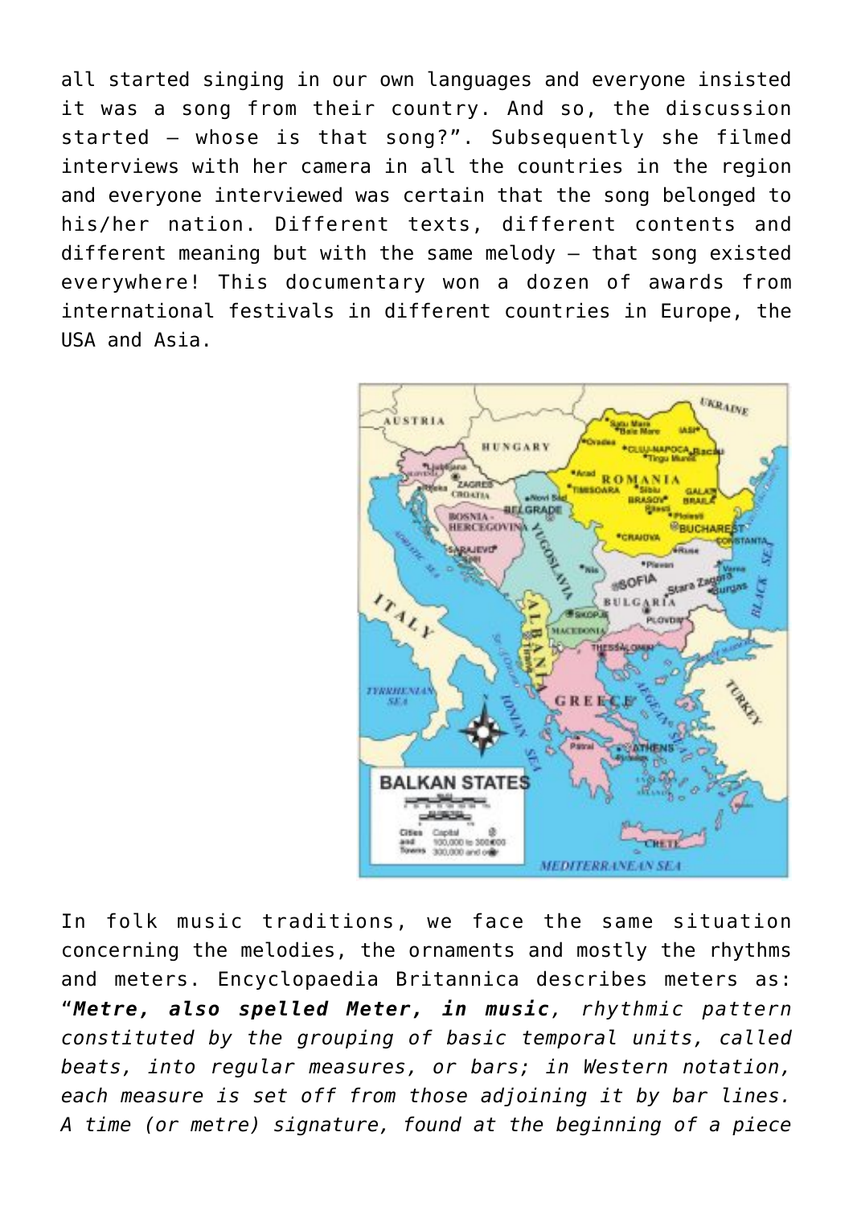all started singing in our own languages and everyone insisted it was a song from their country. And so, the discussion started – whose is that song?”. Subsequently she filmed interviews with her camera in all the countries in the region and everyone interviewed was certain that the song belonged to his/her nation. Different texts, different contents and different meaning but with the same melody – that song existed everywhere! This documentary won a dozen of awards from international festivals in different countries in Europe, the USA and Asia.

In folk music traditions, we face the same situation concerning the melodies, the ornaments and mostly the rhythms and meters. Encyclopaedia Britannica describes meters as: “***Metre, also spelled Meter, in music****, rhythmic pattern constituted by the grouping of basic temporal units, called beats, into regular measures, or bars; in Western notation, each measure is set off from those adjoining it by bar lines. A time (or metre) signature, found at the beginning of a piece*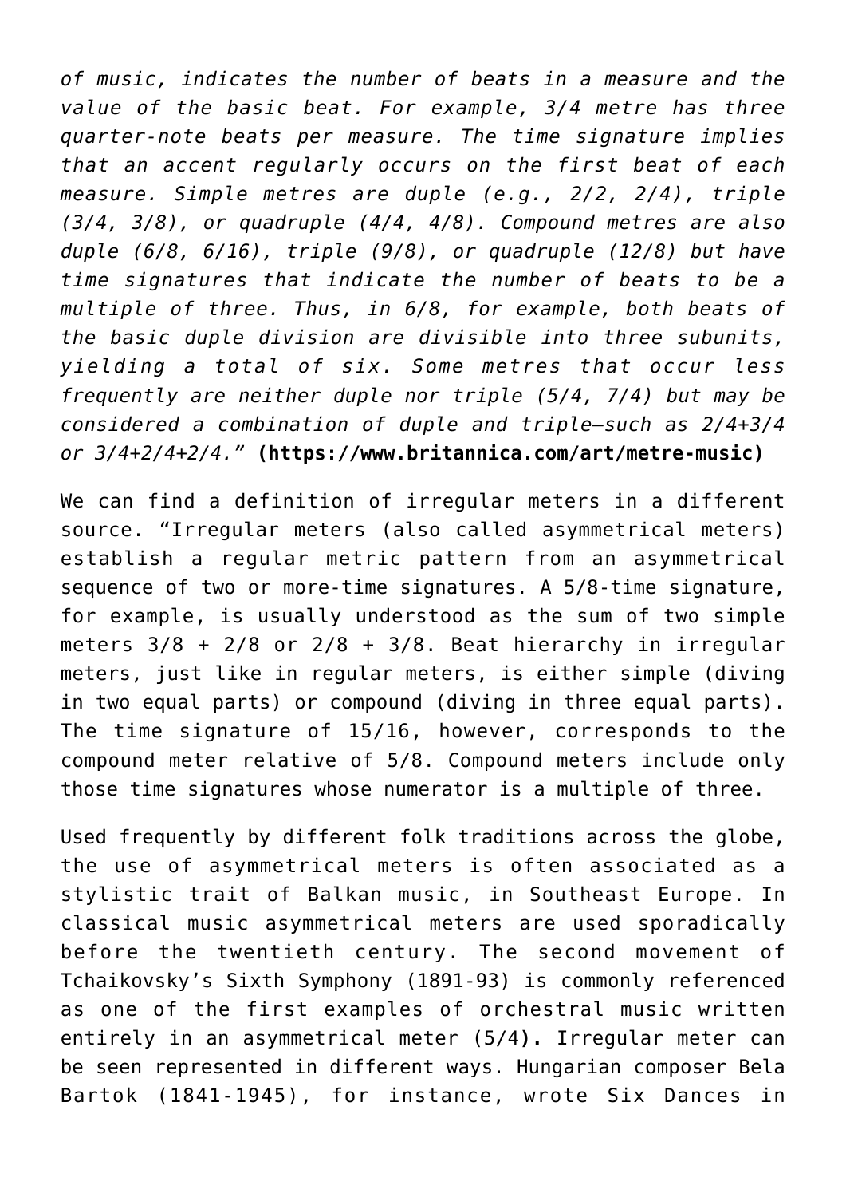*of music, indicates the number of beats in a measure and the value of the basic beat. For example, 3/4 metre has three quarter-note beats per measure. The time signature implies that an accent regularly occurs on the first beat of each measure. Simple metres are duple (e.g., 2/2, 2/4), triple (3/4, 3/8), or quadruple (4/4, 4/8). Compound metres are also duple (6/8, 6/16), triple (9/8), or quadruple (12/8) but have time signatures that indicate the number of beats to be a multiple of three. Thus, in 6/8, for example, both beats of the basic duple division are divisible into three subunits, yielding a total of six. Some metres that occur less frequently are neither duple nor triple (5/4, 7/4) but may be considered a combination of duple and triple—such as 2/4+3/4 or 3/4+2/4+2/4."* **(https://www.britannica.com/art/metre-music)**

We can find a definition of irregular meters in a different source. "Irregular meters (also called asymmetrical meters) establish a regular metric pattern from an asymmetrical sequence of two or more-time signatures. A 5/8-time signature, for example, is usually understood as the sum of two simple meters 3/8 + 2/8 or 2/8 + 3/8. Beat hierarchy in irregular meters, just like in regular meters, is either simple (diving in two equal parts) or compound (diving in three equal parts). The time signature of 15/16, however, corresponds to the compound meter relative of 5/8. Compound meters include only those time signatures whose numerator is a multiple of three.

Used frequently by different folk traditions across the globe, the use of asymmetrical meters is often associated as a stylistic trait of Balkan music, in Southeast Europe. In classical music asymmetrical meters are used sporadically before the twentieth century. The second movement of Tchaikovsky's Sixth Symphony (1891-93) is commonly referenced as one of the first examples of orchestral music written entirely in an asymmetrical meter (5/4**).** Irregular meter can be seen represented in different ways. Hungarian composer Bela Bartok (1841-1945), for instance, wrote Six Dances in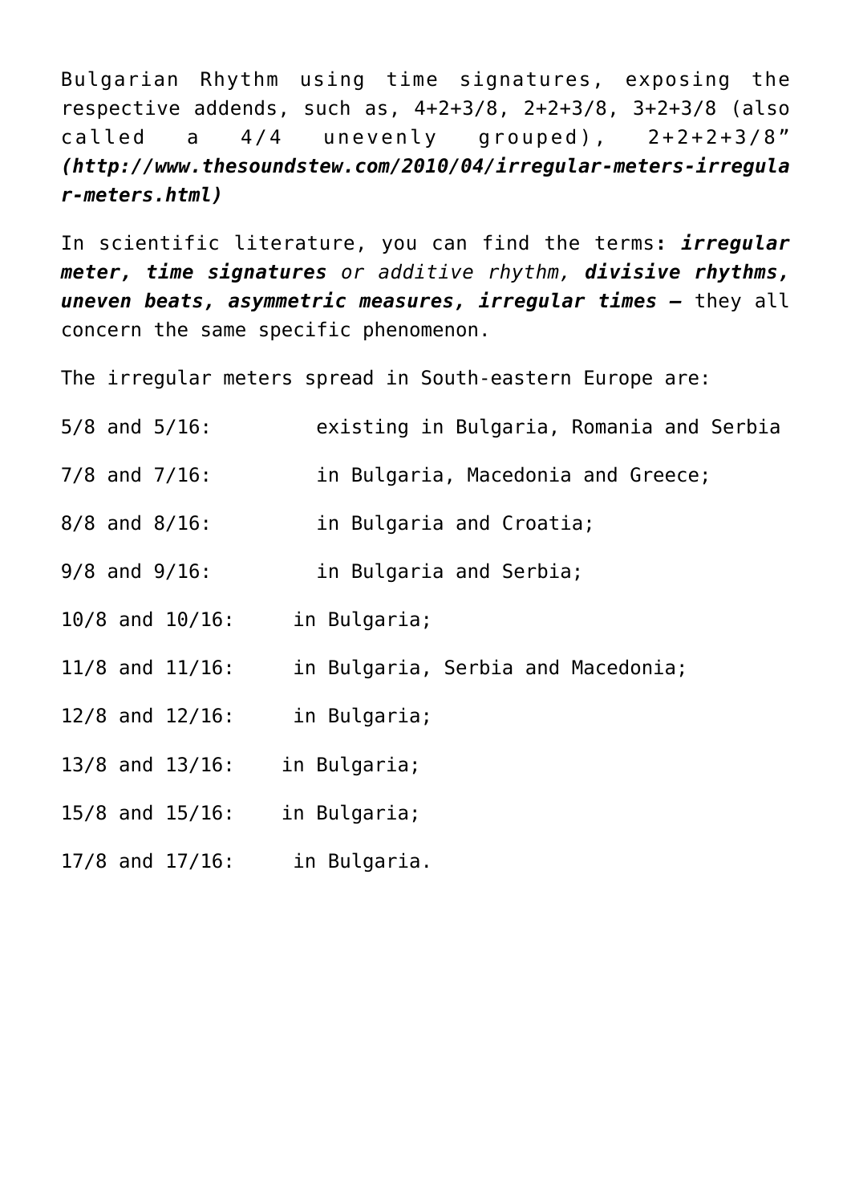Bulgarian Rhythm using time signatures, exposing the respective addends, such as, 4+2+3/8, 2+2+3/8, 3+2+3/8 (also called a 4/4 unevenly grouped), 2+2+2+3/8" ***(http://www.thesoundstew.com/2010/04/irregular-meters-irregular-meters.html)***

In scientific literature, you can find the terms: ***irregular meter, time signatures*** *or additive rhythm,* ***divisive rhythms, uneven beats, asymmetric measures, irregular times –*** they all concern the same specific phenomenon.

The irregular meters spread in South-eastern Europe are:

5/8 and 5/16: existing in Bulgaria, Romania and Serbia

7/8 and 7/16: in Bulgaria, Macedonia and Greece;

8/8 and 8/16: in Bulgaria and Croatia;

9/8 and 9/16: in Bulgaria and Serbia;

10/8 and 10/16: in Bulgaria;

11/8 and 11/16: in Bulgaria, Serbia and Macedonia;

12/8 and 12/16: in Bulgaria;

13/8 and 13/16: in Bulgaria;

15/8 and 15/16: in Bulgaria;

17/8 and 17/16: in Bulgaria.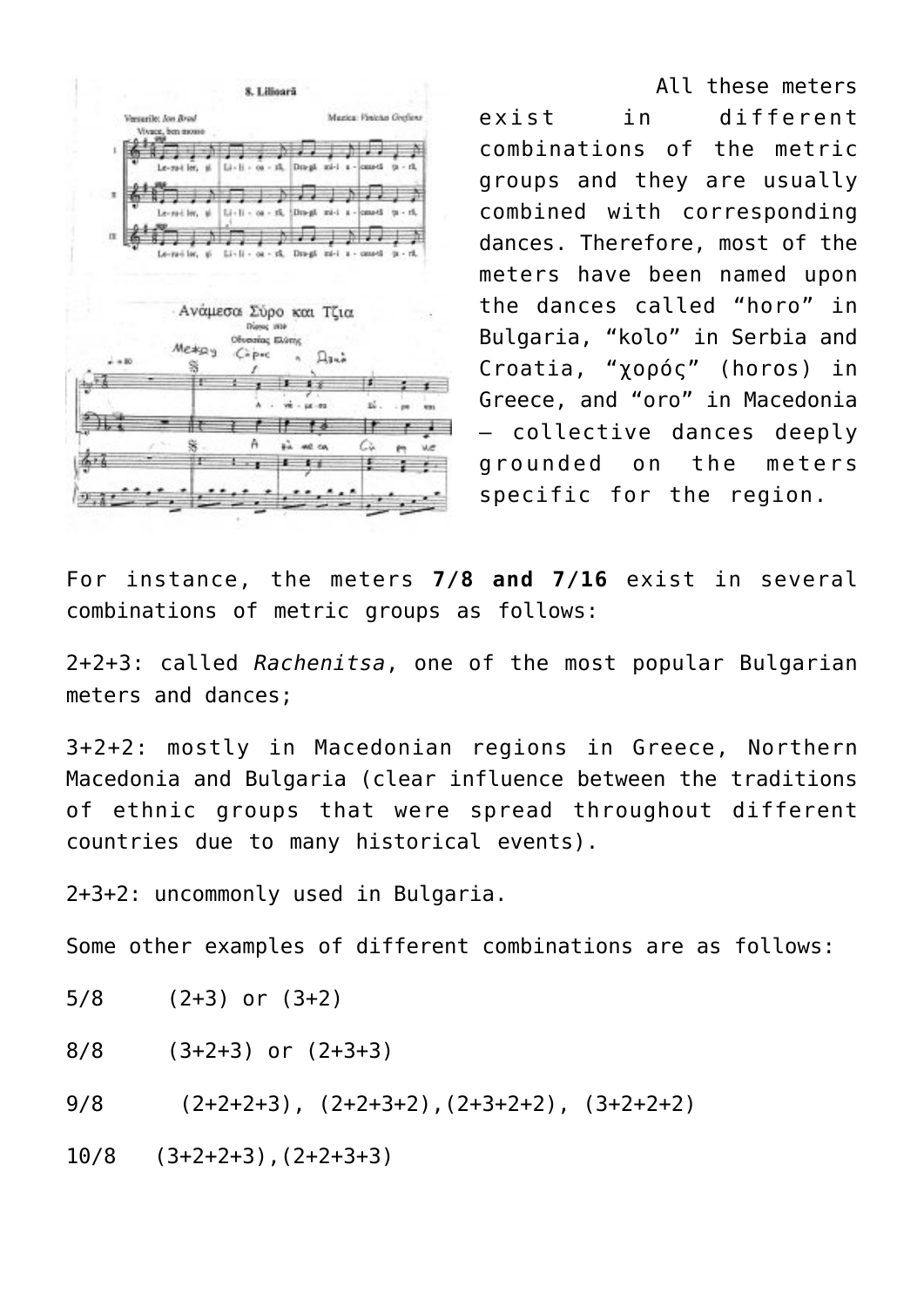All these meters exist in different combinations of the metric groups and they are usually combined with corresponding dances. Therefore, most of the meters have been named upon the dances called "horo" in Bulgaria, "kolo" in Serbia and Croatia, "χορός" (horos) in Greece, and "oro" in Macedonia – collective dances deeply grounded on the meters specific for the region.

For instance, the meters **7/8 and 7/16** exist in several combinations of metric groups as follows:

2+2+3: called *Rachenitsa*, one of the most popular Bulgarian meters and dances;

3+2+2: mostly in Macedonian regions in Greece, Northern Macedonia and Bulgaria (clear influence between the traditions of ethnic groups that were spread throughout different countries due to many historical events).

2+3+2: uncommonly used in Bulgaria.

Some other examples of different combinations are as follows:

5/8 (2+3) or (3+2)

8/8 (3+2+3) or (2+3+3)

9/8 (2+2+2+3), (2+2+3+2),(2+3+2+2), (3+2+2+2)

10/8 (3+2+2+3),(2+2+3+3)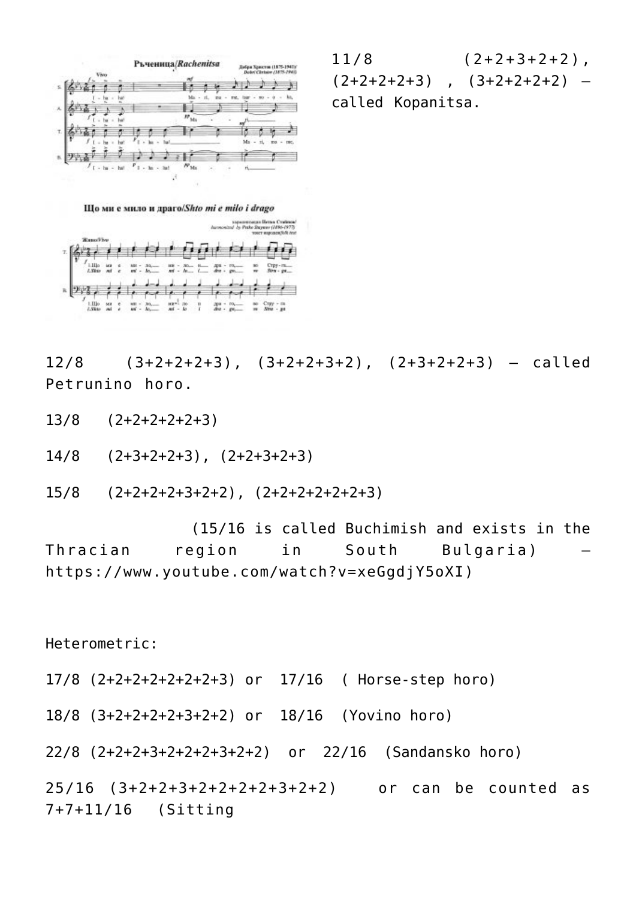11/8 (2+2+3+2+2), (2+2+2+2+3) , (3+2+2+2+2) – called Kopanitsa.

12/8 (3+2+2+2+3), (3+2+2+3+2), (2+3+2+2+3) – called Petrunino horo.

13/8 (2+2+2+2+2+3)

14/8 (2+3+2+2+3), (2+2+3+2+3)

15/8 (2+2+2+2+3+2+2), (2+2+2+2+2+2+3)

(15/16 is called Buchimish and exists in the Thracian region in South Bulgaria) – https://www.youtube.com/watch?v=xeGgdjY5oXI)

Heterometric:

17/8 (2+2+2+2+2+2+2+3) or 17/16 ( Horse-step horo)

18/8 (3+2+2+2+2+3+2+2) or 18/16 (Yovino horo)

22/8 (2+2+2+3+2+2+2+3+2+2) or 22/16 (Sandansko horo)

25/16 (3+2+2+3+2+2+2+2+3+2+2) or can be counted as 7+7+11/16 (Sitting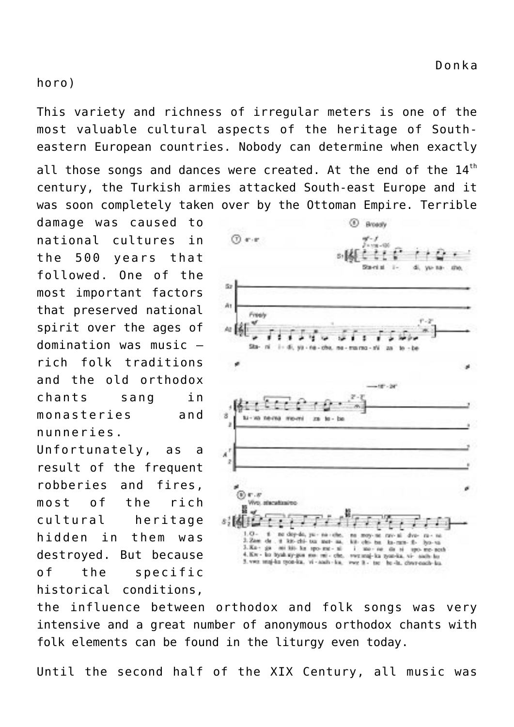Donka horo)

This variety and richness of irregular meters is one of the most valuable cultural aspects of the heritage of South-eastern European countries. Nobody can determine when exactly all those songs and dances were created. At the end of the 14th century, the Turkish armies attacked South-east Europe and it was soon completely taken over by the Ottoman Empire. Terrible damage was caused to national cultures in the 500 years that followed. One of the most important factors that preserved national spirit over the ages of domination was music – rich folk traditions and the old orthodox chants sang in monasteries and nunneries. Unfortunately, as a result of the frequent robberies and fires, most of the rich cultural heritage hidden in them was destroyed. But because of the specific historical conditions, the influence between orthodox and folk songs was very intensive and a great number of anonymous orthodox chants with folk elements can be found in the liturgy even today.

Until the second half of the XIX Century, all music was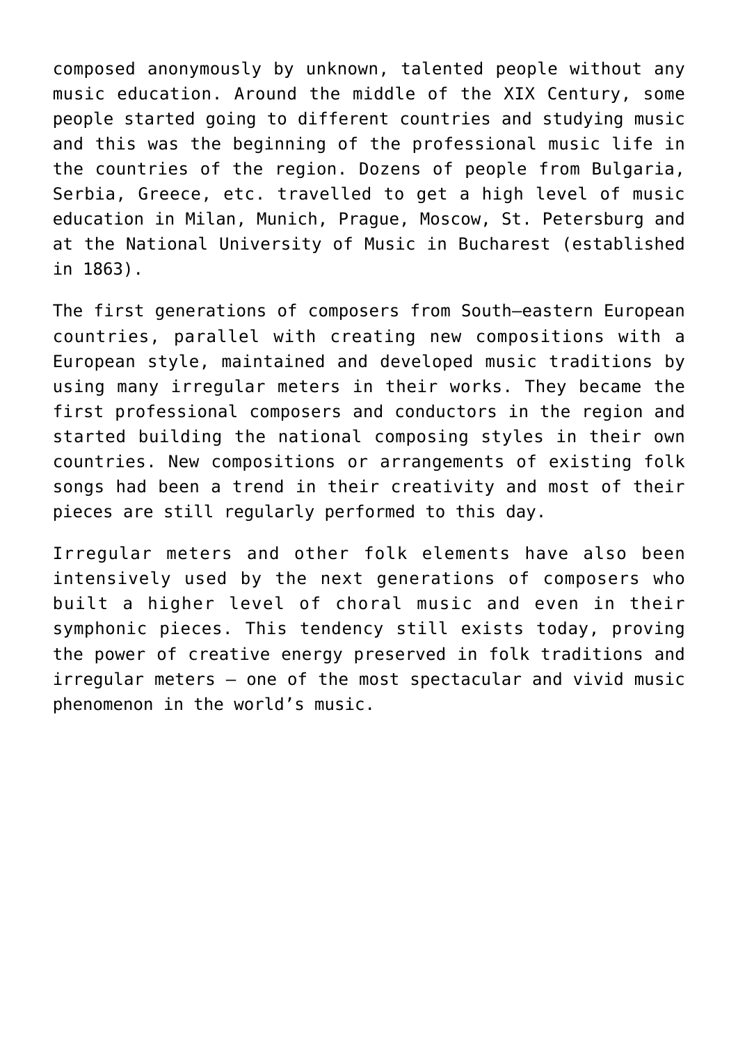composed anonymously by unknown, talented people without any music education. Around the middle of the XIX Century, some people started going to different countries and studying music and this was the beginning of the professional music life in the countries of the region. Dozens of people from Bulgaria, Serbia, Greece, etc. travelled to get a high level of music education in Milan, Munich, Prague, Moscow, St. Petersburg and at the National University of Music in Bucharest (established in 1863).

The first generations of composers from South–eastern European countries, parallel with creating new compositions with a European style, maintained and developed music traditions by using many irregular meters in their works. They became the first professional composers and conductors in the region and started building the national composing styles in their own countries. New compositions or arrangements of existing folk songs had been a trend in their creativity and most of their pieces are still regularly performed to this day.

Irregular meters and other folk elements have also been intensively used by the next generations of composers who built a higher level of choral music and even in their symphonic pieces. This tendency still exists today, proving the power of creative energy preserved in folk traditions and irregular meters – one of the most spectacular and vivid music phenomenon in the world's music.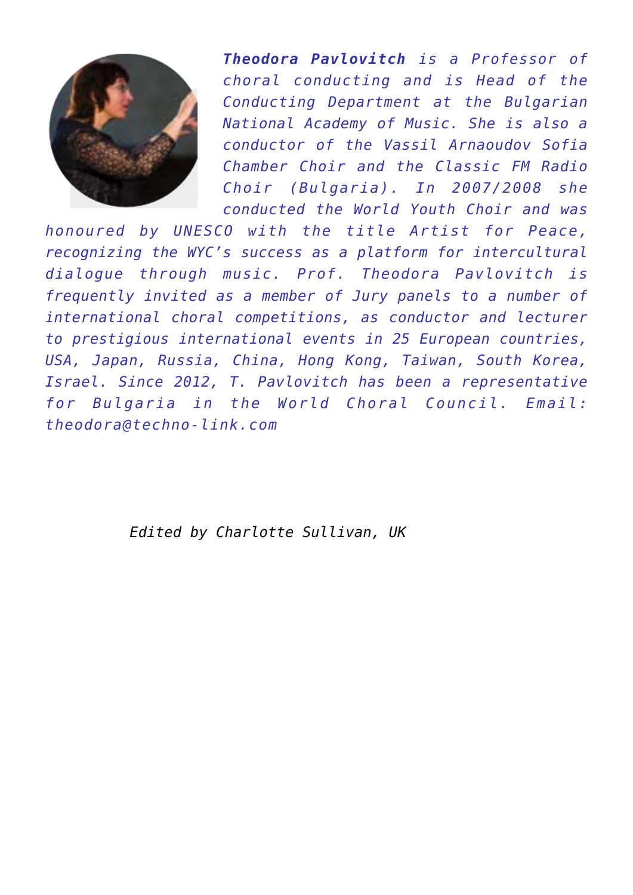***Theodora Pavlovitch*** *is a Professor of choral conducting and is Head of the Conducting Department at the Bulgarian National Academy of Music. She is also a conductor of the Vassil Arnaoudov Sofia Chamber Choir and the Classic FM Radio Choir (Bulgaria). In 2007/2008 she conducted the World Youth Choir and was honoured by UNESCO with the title Artist for Peace, recognizing the WYC's success as a platform for intercultural dialogue through music. Prof. Theodora Pavlovitch is frequently invited as a member of Jury panels to a number of international choral competitions, as conductor and lecturer to prestigious international events in 25 European countries, USA, Japan, Russia, China, Hong Kong, Taiwan, South Korea, Israel. Since 2012, T. Pavlovitch has been a representative for Bulgaria in the World Choral Council. Email: theodora@techno-link.com*

*Edited by Charlotte Sullivan, UK*